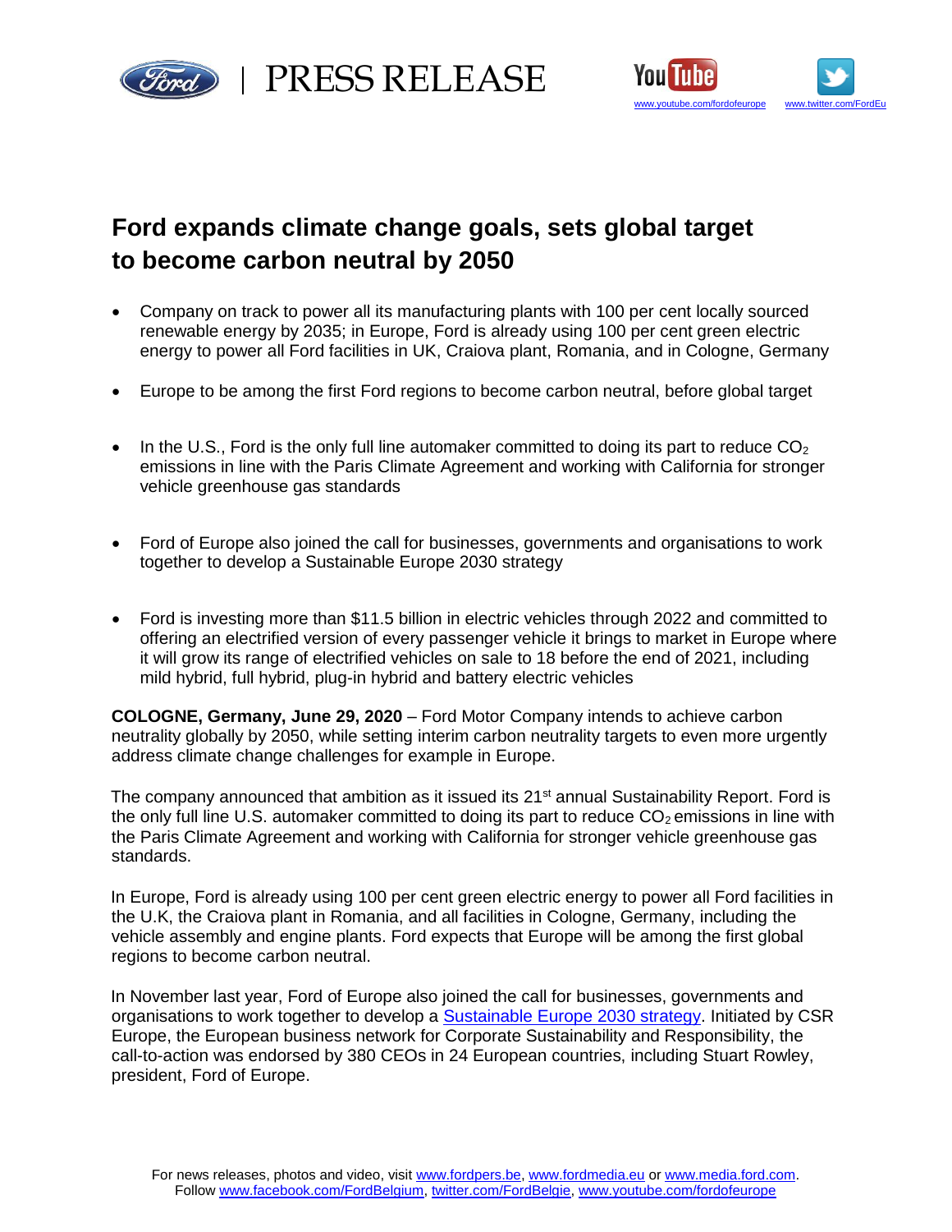PRESS RELEASE

# Ford expands climate change goals, sets global target to become carbon neutral by 2050

- Company on track to power all its manufacturing plants with 100 per cent locally sourced renewable energy by 2035; in Europe, Ford is already using 100 per cent green electric energy to power all Ford facilities in UK, Craiova plant, Romania, and in Cologne, Germany
- Europe to be among the first Ford regions to become carbon neutral, before global target
- In the U.S., Ford is the only full line automaker committed to doing its part to reduce $CO_2$ emissions in line with the Paris Climate Agreement and working with California for stronger vehicle greenhouse gas standards
- Ford of Europe also joined the call for businesses, governments and organisations to work together to develop a Sustainable Europe 2030 strategy
- Ford is investing more than $11.5 billion in electric vehicles through 2022 and committed to offering an electrified version of every passenger vehicle it brings to market in Europe where it will grow its range of electrified vehicles on sale to 18 before the end of 2021, including mild hybrid, full hybrid, plug-in hybrid and battery electric vehicles

**COLOGNE, Germany, June 29, 2020** – Ford Motor Company intends to achieve carbon neutrality globally by 2050, while setting interim carbon neutrality targets to even more urgently address climate change challenges for example in Europe.

The company announced that ambition as it issued its 21st annual Sustainability Report. Ford is the only full line U.S. automaker committed to doing its part to reduce $CO_2$ emissions in line with the Paris Climate Agreement and working with California for stronger vehicle greenhouse gas standards.

In Europe, Ford is already using 100 per cent green electric energy to power all Ford facilities in the U.K, the Craiova plant in Romania, and all facilities in Cologne, Germany, including the vehicle assembly and engine plants. Ford expects that Europe will be among the first global regions to become carbon neutral.

In November last year, Ford of Europe also joined the call for businesses, governments and organisations to work together to develop a Sustainable Europe 2030 strategy. Initiated by CSR Europe, the European business network for Corporate Sustainability and Responsibility, the call-to-action was endorsed by 380 CEOs in 24 European countries, including Stuart Rowley, president, Ford of Europe.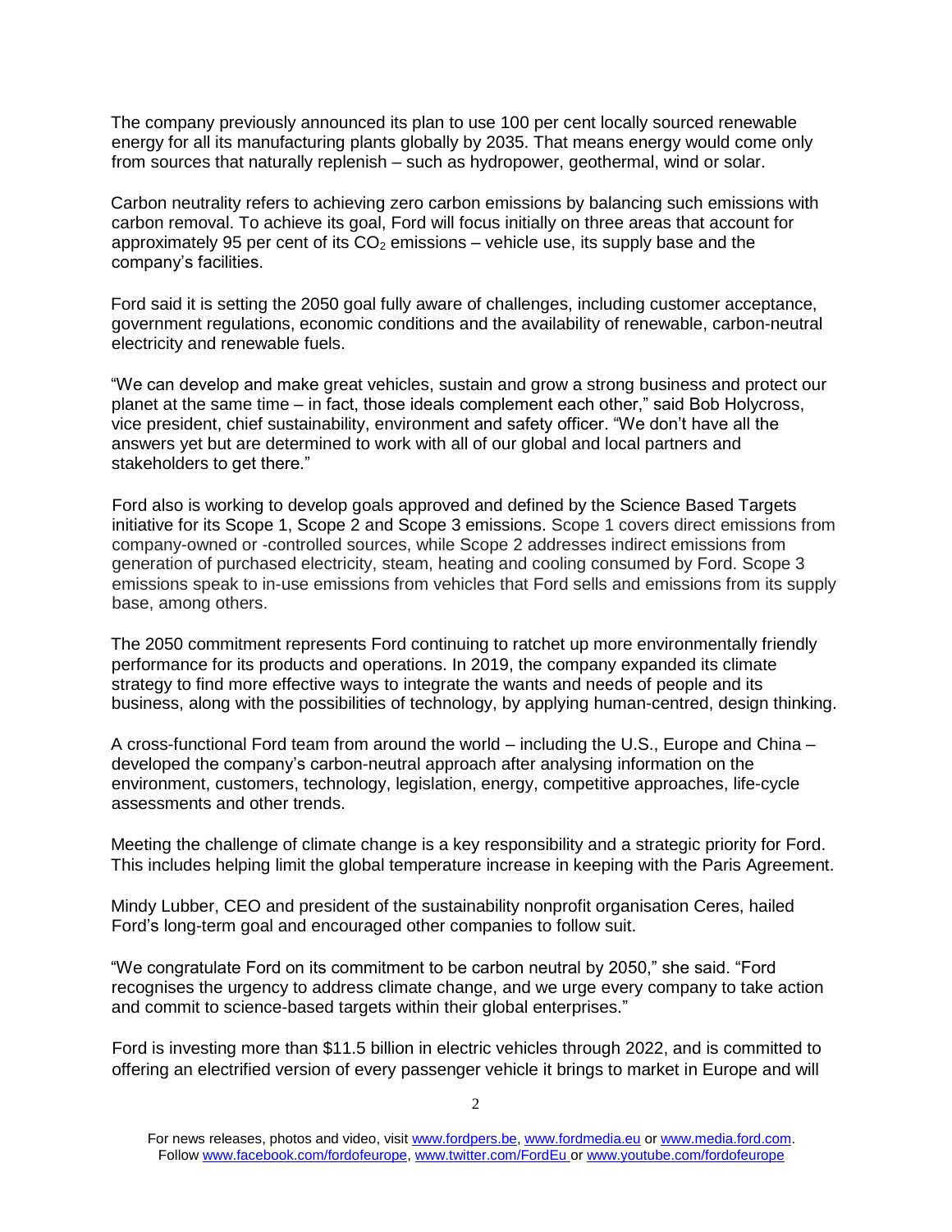The company previously announced its plan to use 100 per cent locally sourced renewable energy for all its manufacturing plants globally by 2035. That means energy would come only from sources that naturally replenish – such as hydropower, geothermal, wind or solar.

Carbon neutrality refers to achieving zero carbon emissions by balancing such emissions with carbon removal. To achieve its goal, Ford will focus initially on three areas that account for approximately 95 per cent of its $CO_2$ emissions – vehicle use, its supply base and the company's facilities.

Ford said it is setting the 2050 goal fully aware of challenges, including customer acceptance, government regulations, economic conditions and the availability of renewable, carbon-neutral electricity and renewable fuels.

"We can develop and make great vehicles, sustain and grow a strong business and protect our planet at the same time – in fact, those ideals complement each other," said Bob Holycross, vice president, chief sustainability, environment and safety officer. "We don't have all the answers yet but are determined to work with all of our global and local partners and stakeholders to get there."

Ford also is working to develop goals approved and defined by the Science Based Targets initiative for its Scope 1, Scope 2 and Scope 3 emissions. Scope 1 covers direct emissions from company-owned or -controlled sources, while Scope 2 addresses indirect emissions from generation of purchased electricity, steam, heating and cooling consumed by Ford. Scope 3 emissions speak to in-use emissions from vehicles that Ford sells and emissions from its supply base, among others.

The 2050 commitment represents Ford continuing to ratchet up more environmentally friendly performance for its products and operations. In 2019, the company expanded its climate strategy to find more effective ways to integrate the wants and needs of people and its business, along with the possibilities of technology, by applying human-centred, design thinking.

A cross-functional Ford team from around the world – including the U.S., Europe and China – developed the company's carbon-neutral approach after analysing information on the environment, customers, technology, legislation, energy, competitive approaches, life-cycle assessments and other trends.

Meeting the challenge of climate change is a key responsibility and a strategic priority for Ford. This includes helping limit the global temperature increase in keeping with the Paris Agreement.

Mindy Lubber, CEO and president of the sustainability nonprofit organisation Ceres, hailed Ford's long-term goal and encouraged other companies to follow suit.

"We congratulate Ford on its commitment to be carbon neutral by 2050," she said. "Ford recognises the urgency to address climate change, and we urge every company to take action and commit to science-based targets within their global enterprises."

Ford is investing more than $11.5 billion in electric vehicles through 2022, and is committed to offering an electrified version of every passenger vehicle it brings to market in Europe and will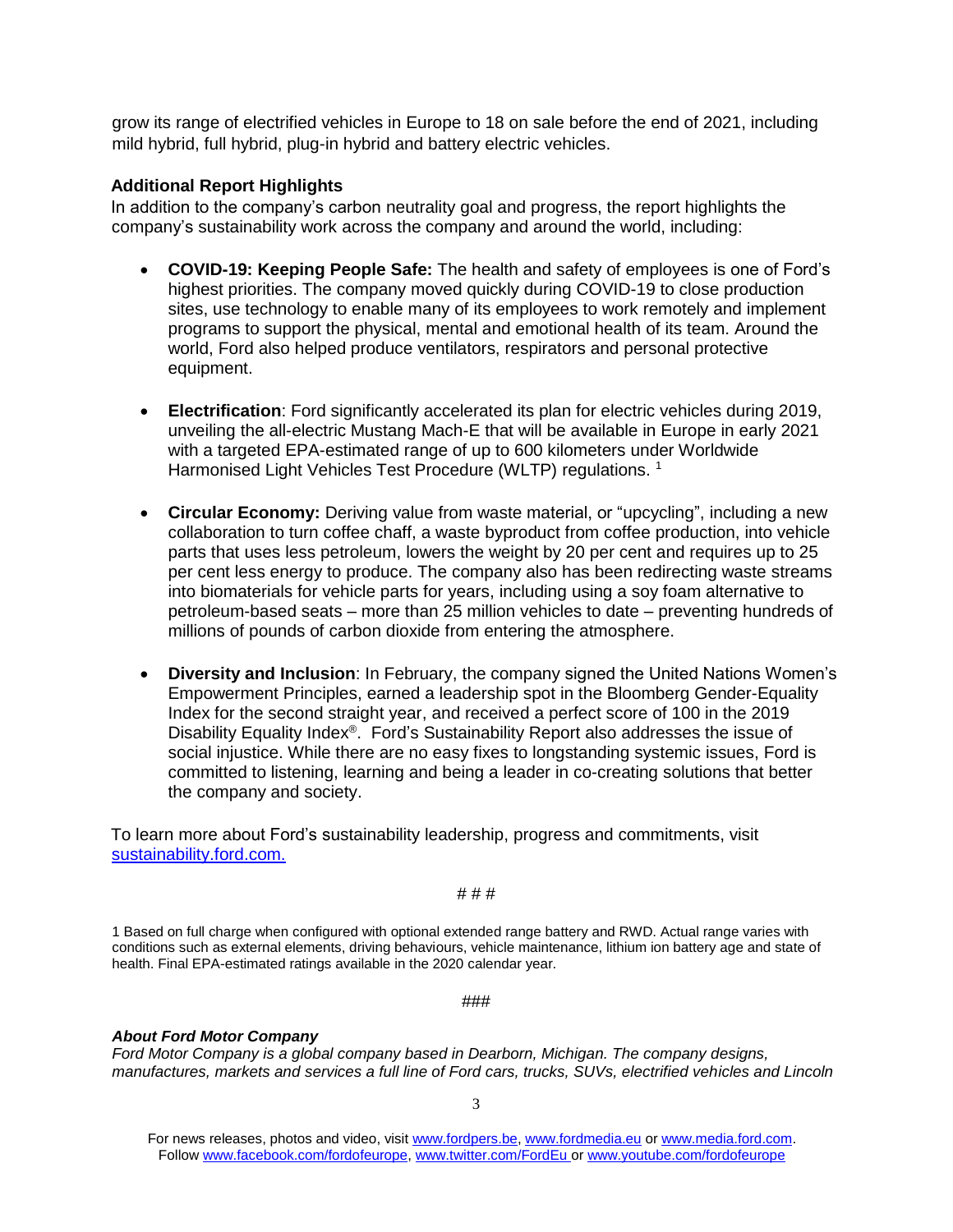grow its range of electrified vehicles in Europe to 18 on sale before the end of 2021, including mild hybrid, full hybrid, plug-in hybrid and battery electric vehicles.

**Additional Report Highlights**

In addition to the company's carbon neutrality goal and progress, the report highlights the company's sustainability work across the company and around the world, including:

- **COVID-19: Keeping People Safe:** The health and safety of employees is one of Ford's highest priorities. The company moved quickly during COVID-19 to close production sites, use technology to enable many of its employees to work remotely and implement programs to support the physical, mental and emotional health of its team. Around the world, Ford also helped produce ventilators, respirators and personal protective equipment.

- **Electrification**: Ford significantly accelerated its plan for electric vehicles during 2019, unveiling the all-electric Mustang Mach-E that will be available in Europe in early 2021 with a targeted EPA-estimated range of up to 600 kilometers under Worldwide Harmonised Light Vehicles Test Procedure (WLTP) regulations. [1]

- **Circular Economy:** Deriving value from waste material, or "upcycling", including a new collaboration to turn coffee chaff, a waste byproduct from coffee production, into vehicle parts that uses less petroleum, lowers the weight by 20 per cent and requires up to 25 per cent less energy to produce. The company also has been redirecting waste streams into biomaterials for vehicle parts for years, including using a soy foam alternative to petroleum-based seats – more than 25 million vehicles to date – preventing hundreds of millions of pounds of carbon dioxide from entering the atmosphere.

- **Diversity and Inclusion**: In February, the company signed the United Nations Women's Empowerment Principles, earned a leadership spot in the Bloomberg Gender-Equality Index for the second straight year, and received a perfect score of 100 in the 2019 Disability Equality Index®. Ford's Sustainability Report also addresses the issue of social injustice. While there are no easy fixes to longstanding systemic issues, Ford is committed to listening, learning and being a leader in co-creating solutions that better the company and society.

To learn more about Ford's sustainability leadership, progress and commitments, visit [sustainability.ford.com.](sustainability.ford.com)

# # #

1 Based on full charge when configured with optional extended range battery and RWD. Actual range varies with conditions such as external elements, driving behaviours, vehicle maintenance, lithium ion battery age and state of health. Final EPA-estimated ratings available in the 2020 calendar year.

###

***About Ford Motor Company***

*Ford Motor Company is a global company based in Dearborn, Michigan. The company designs, manufactures, markets and services a full line of Ford cars, trucks, SUVs, electrified vehicles and Lincoln*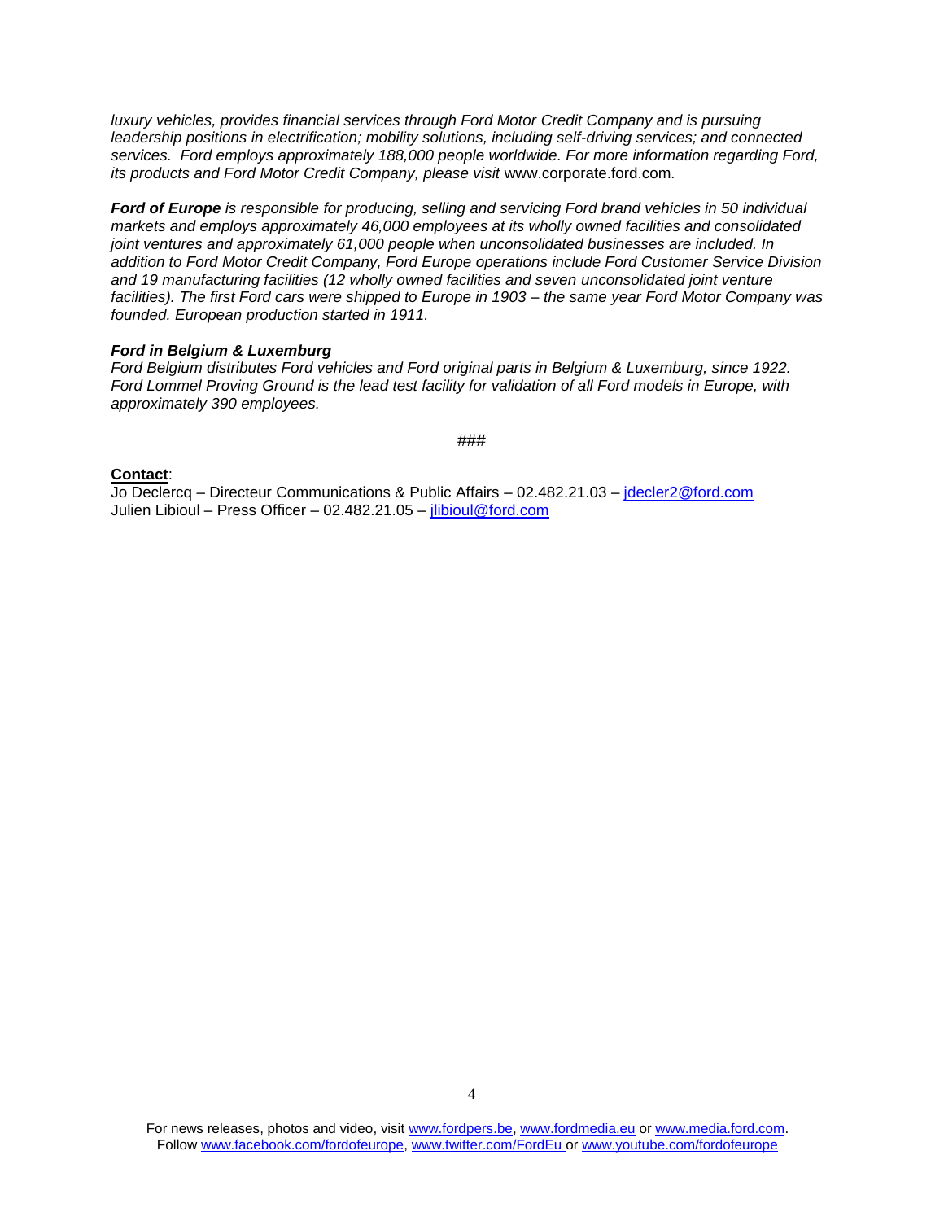*luxury vehicles, provides financial services through Ford Motor Credit Company and is pursuing leadership positions in electrification; mobility solutions, including self-driving services; and connected services. Ford employs approximately 188,000 people worldwide. For more information regarding Ford, its products and Ford Motor Credit Company, please visit* www.corporate.ford.com*.*

***Ford of Europe** is responsible for producing, selling and servicing Ford brand vehicles in 50 individual markets and employs approximately 46,000 employees at its wholly owned facilities and consolidated joint ventures and approximately 61,000 people when unconsolidated businesses are included. In addition to Ford Motor Credit Company, Ford Europe operations include Ford Customer Service Division and 19 manufacturing facilities (12 wholly owned facilities and seven unconsolidated joint venture facilities). The first Ford cars were shipped to Europe in 1903 – the same year Ford Motor Company was founded. European production started in 1911.*

***Ford in Belgium & Luxemburg***
*Ford Belgium distributes Ford vehicles and Ford original parts in Belgium & Luxemburg, since 1922. Ford Lommel Proving Ground is the lead test facility for validation of all Ford models in Europe, with approximately 390 employees.*

###

**Contact**:
Jo Declercq – Directeur Communications & Public Affairs – 02.482.21.03 – jdecler2@ford.com
Julien Libioul – Press Officer – 02.482.21.05 – jlibioul@ford.com

For news releases, photos and video, visit www.fordpers.be, www.fordmedia.eu or www.media.ford.com.
Follow www.facebook.com/fordofeurope, www.twitter.com/FordEu or www.youtube.com/fordofeurope